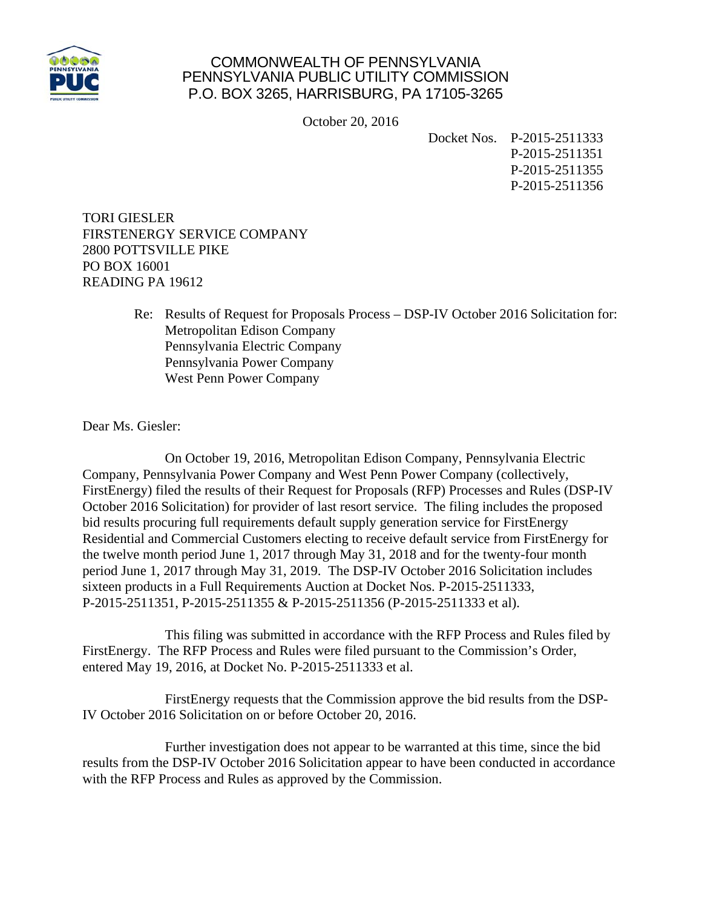COMMONWEALTH OF PENNSYLVANIA
PENNSYLVANIA PUBLIC UTILITY COMMISSION
P.O. BOX 3265, HARRISBURG, PA 17105-3265

October 20, 2016

Docket Nos. P-2015-2511333
P-2015-2511351
P-2015-2511355
P-2015-2511356

TORI GIESLER
FIRSTENERGY SERVICE COMPANY
2800 POTTSVILLE PIKE
PO BOX 16001
READING PA 19612

Re: Results of Request for Proposals Process – DSP-IV October 2016 Solicitation for:
Metropolitan Edison Company
Pennsylvania Electric Company
Pennsylvania Power Company
West Penn Power Company

Dear Ms. Giesler:

On October 19, 2016, Metropolitan Edison Company, Pennsylvania Electric Company, Pennsylvania Power Company and West Penn Power Company (collectively, FirstEnergy) filed the results of their Request for Proposals (RFP) Processes and Rules (DSP-IV October 2016 Solicitation) for provider of last resort service. The filing includes the proposed bid results procuring full requirements default supply generation service for FirstEnergy Residential and Commercial Customers electing to receive default service from FirstEnergy for the twelve month period June 1, 2017 through May 31, 2018 and for the twenty-four month period June 1, 2017 through May 31, 2019. The DSP-IV October 2016 Solicitation includes sixteen products in a Full Requirements Auction at Docket Nos. P-2015-2511333, P-2015-2511351, P-2015-2511355 & P-2015-2511356 (P-2015-2511333 et al).

This filing was submitted in accordance with the RFP Process and Rules filed by FirstEnergy. The RFP Process and Rules were filed pursuant to the Commission's Order, entered May 19, 2016, at Docket No. P-2015-2511333 et al.

FirstEnergy requests that the Commission approve the bid results from the DSP-IV October 2016 Solicitation on or before October 20, 2016.

Further investigation does not appear to be warranted at this time, since the bid results from the DSP-IV October 2016 Solicitation appear to have been conducted in accordance with the RFP Process and Rules as approved by the Commission.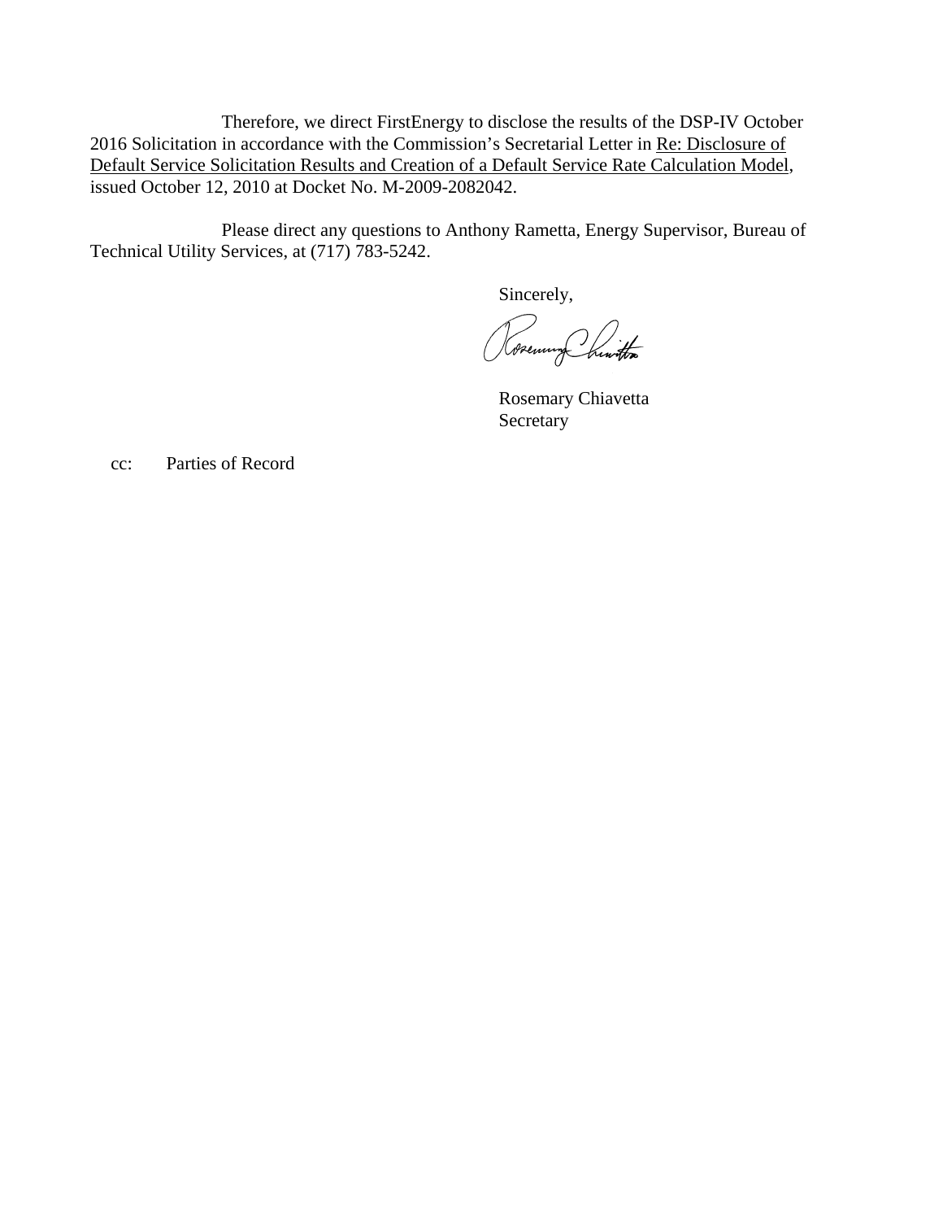Therefore, we direct FirstEnergy to disclose the results of the DSP-IV October 2016 Solicitation in accordance with the Commission's Secretarial Letter in Re: Disclosure of Default Service Solicitation Results and Creation of a Default Service Rate Calculation Model, issued October 12, 2010 at Docket No. M-2009-2082042.

Please direct any questions to Anthony Rametta, Energy Supervisor, Bureau of Technical Utility Services, at (717) 783-5242.

Sincerely,

Rosemary Chiavetta
Secretary

cc: Parties of Record